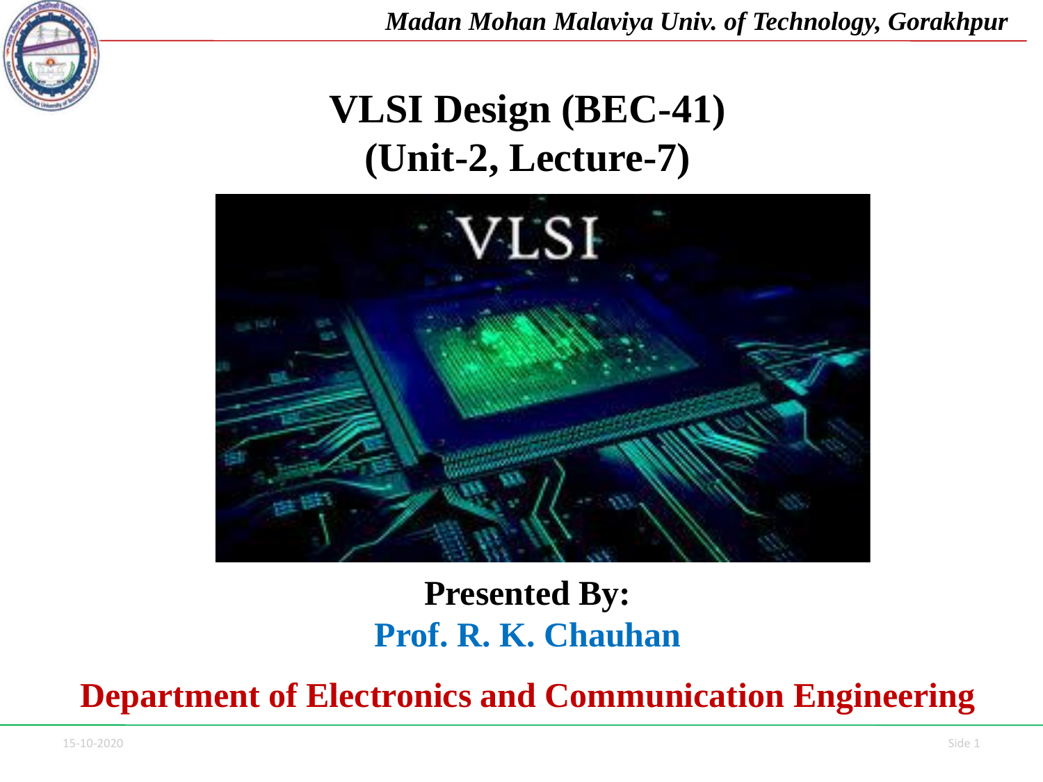# VLSI Design (BEC-41)
## (Unit-2, Lecture-7)

**Presented By:**

**Prof. R. K. Chauhan**

**Department of Electronics and Communication Engineering**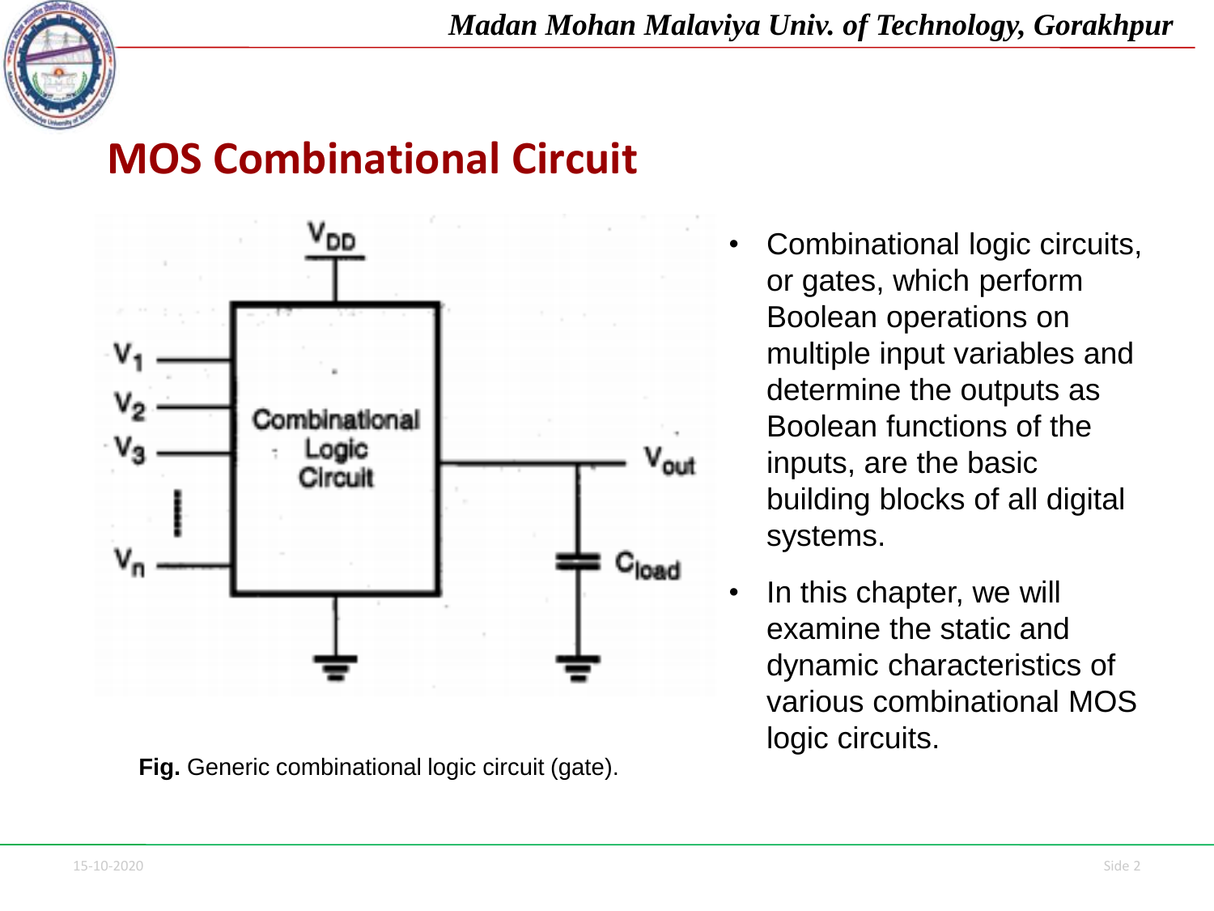# MOS Combinational Circuit

**Fig.** Generic combinational logic circuit (gate).

- Combinational logic circuits, or gates, which perform Boolean operations on multiple input variables and determine the outputs as Boolean functions of the inputs, are the basic building blocks of all digital systems.
- In this chapter, we will examine the static and dynamic characteristics of various combinational MOS logic circuits.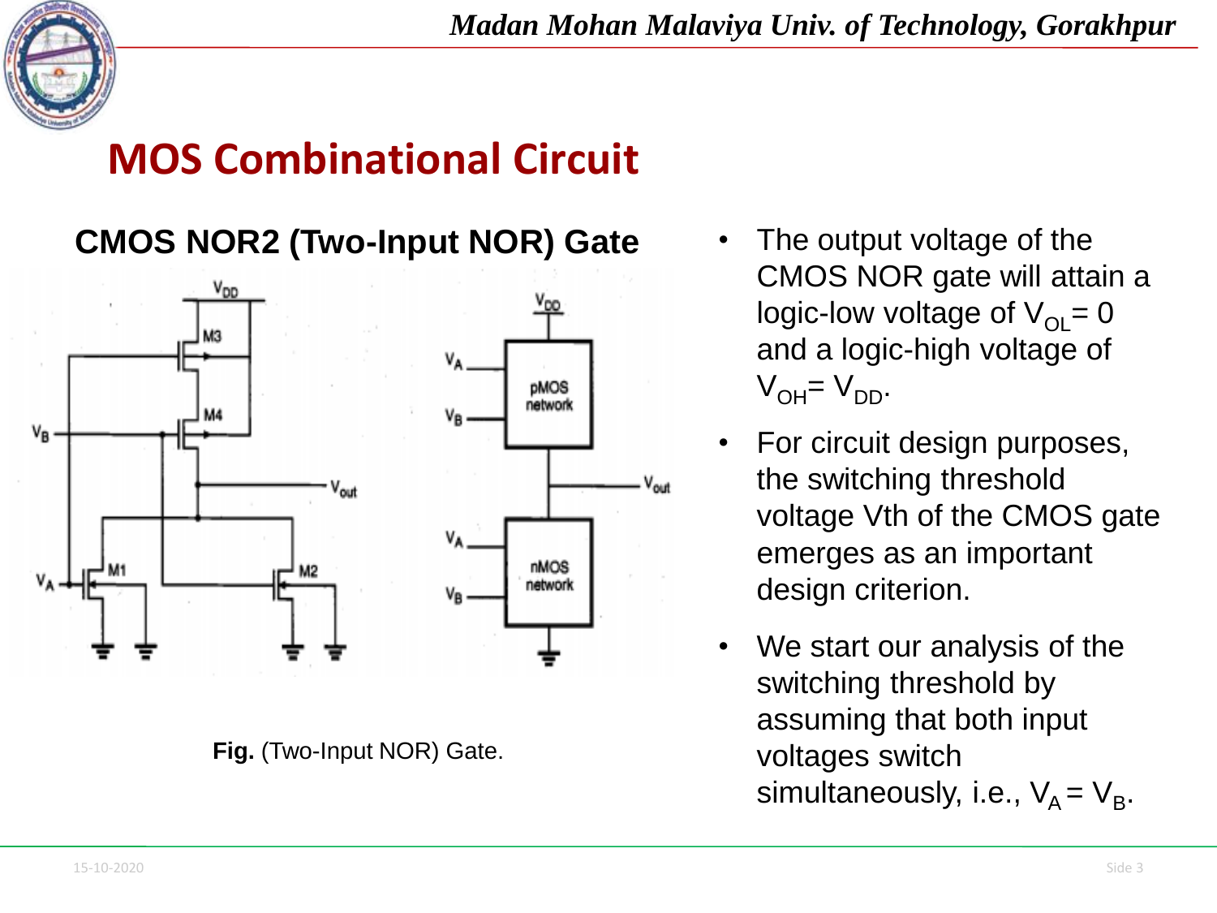# MOS Combinational Circuit

## CMOS NOR2 (Two-Input NOR) Gate

**Fig.** (Two-Input NOR) Gate.

- The output voltage of the CMOS NOR gate will attain a logic-low voltage of $V_{OL} = 0$ and a logic-high voltage of $V_{OH} = V_{DD}$.
- For circuit design purposes, the switching threshold voltage Vth of the CMOS gate emerges as an important design criterion.
- We start our analysis of the switching threshold by assuming that both input voltages switch simultaneously, i.e., $V_A = V_B$.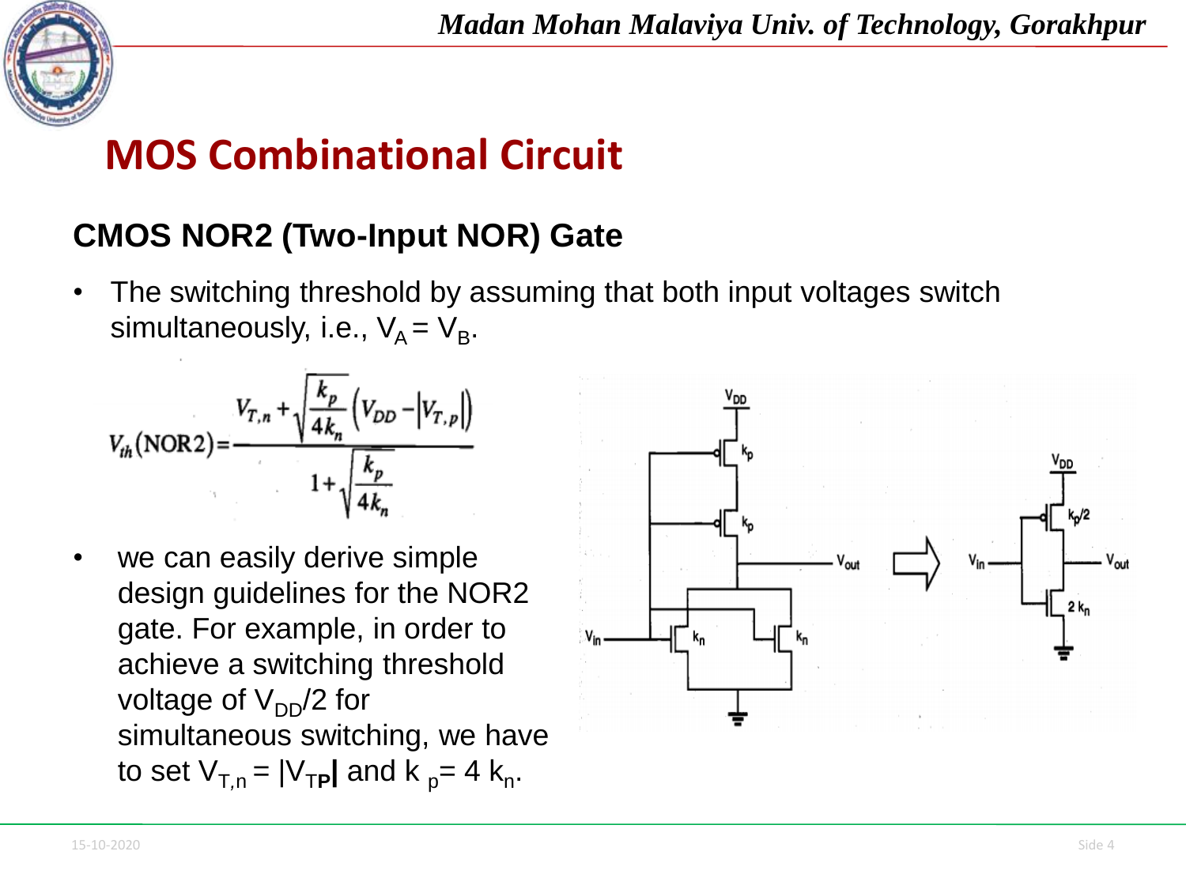# MOS Combinational Circuit

## CMOS NOR2 (Two-Input NOR) Gate

- The switching threshold by assuming that both input voltages switch simultaneously, i.e., $V_A = V_B$.

$$V_{th}(\text{NOR2}) = \frac{V_{T,n} + \sqrt{\frac{k_p}{4k_n}}\left(V_{DD} - |V_{T,p}|\right)}{1 + \sqrt{\frac{k_p}{4k_n}}}$$

- we can easily derive simple design guidelines for the NOR2 gate. For example, in order to achieve a switching threshold voltage of $V_{DD}/2$ for simultaneous switching, we have to set $V_{T,n} = |V_{TP}|$ and $k_p = 4 k_n$.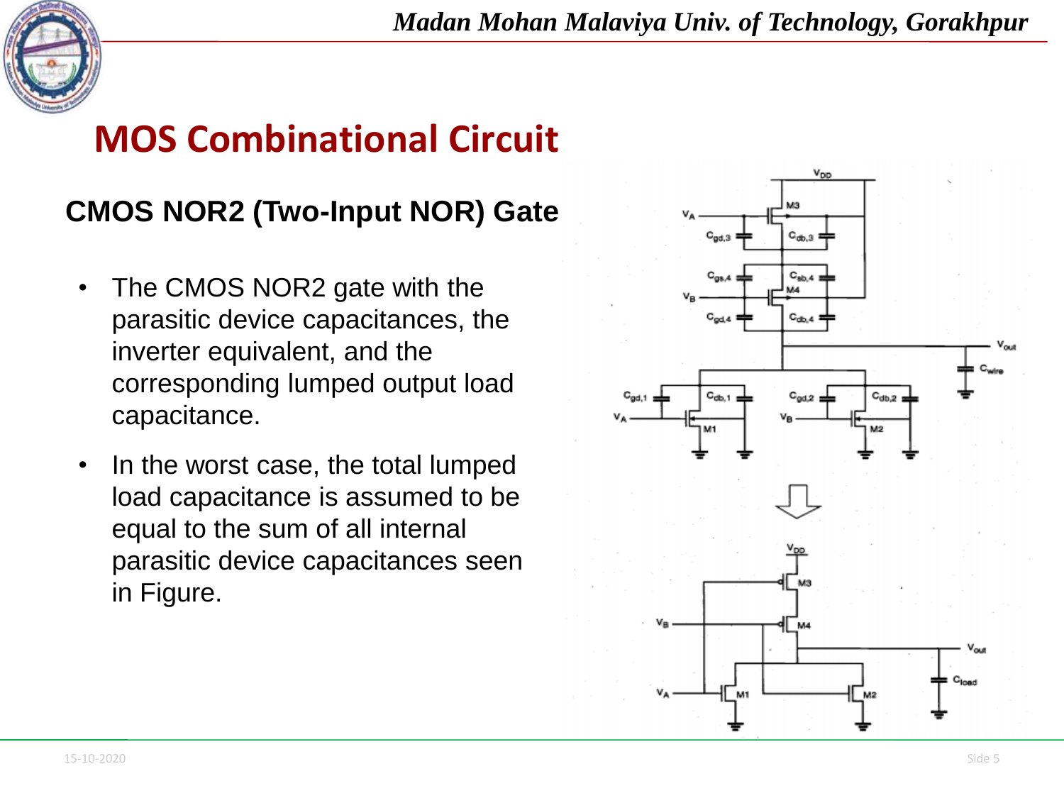# MOS Combinational Circuit

## CMOS NOR2 (Two-Input NOR) Gate

- The CMOS NOR2 gate with the parasitic device capacitances, the inverter equivalent, and the corresponding lumped output load capacitance.
- In the worst case, the total lumped load capacitance is assumed to be equal to the sum of all internal parasitic device capacitances seen in Figure.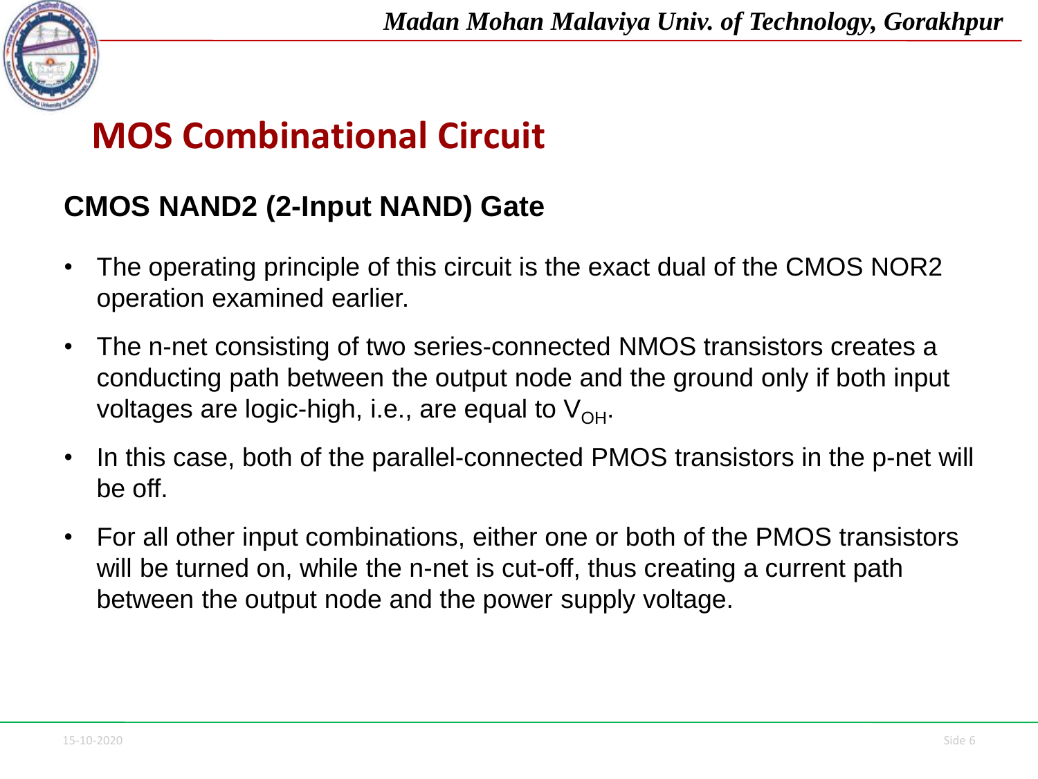# MOS Combinational Circuit

## CMOS NAND2 (2-Input NAND) Gate

- The operating principle of this circuit is the exact dual of the CMOS NOR2 operation examined earlier.
- The n-net consisting of two series-connected NMOS transistors creates a conducting path between the output node and the ground only if both input voltages are logic-high, i.e., are equal to $V_{OH}$.
- In this case, both of the parallel-connected PMOS transistors in the p-net will be off.
- For all other input combinations, either one or both of the PMOS transistors will be turned on, while the n-net is cut-off, thus creating a current path between the output node and the power supply voltage.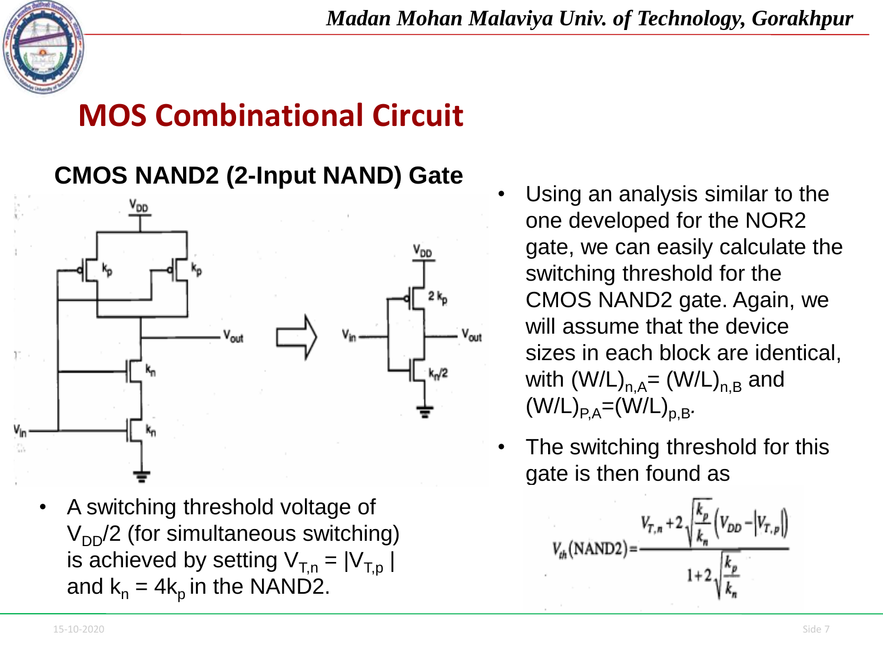# MOS Combinational Circuit

### CMOS NAND2 (2-Input NAND) Gate

- A switching threshold voltage of $V_{DD}/2$ (for simultaneous switching) is achieved by setting $V_{T,n} = |V_{T,p}|$ and $k_n = 4k_p$ in the NAND2.

- Using an analysis similar to the one developed for the NOR2 gate, we can easily calculate the switching threshold for the CMOS NAND2 gate. Again, we will assume that the device sizes in each block are identical, with $(W/L)_{n,A} = (W/L)_{n,B}$ and $(W/L)_{P,A} = (W/L)_{p,B}$.
- The switching threshold for this gate is then found as

$$V_{th}(\text{NAND2}) = \frac{V_{T,n} + 2\sqrt{\frac{k_p}{k_n}}\left(V_{DD} - |V_{T,p}|\right)}{1 + 2\sqrt{\frac{k_p}{k_n}}}$$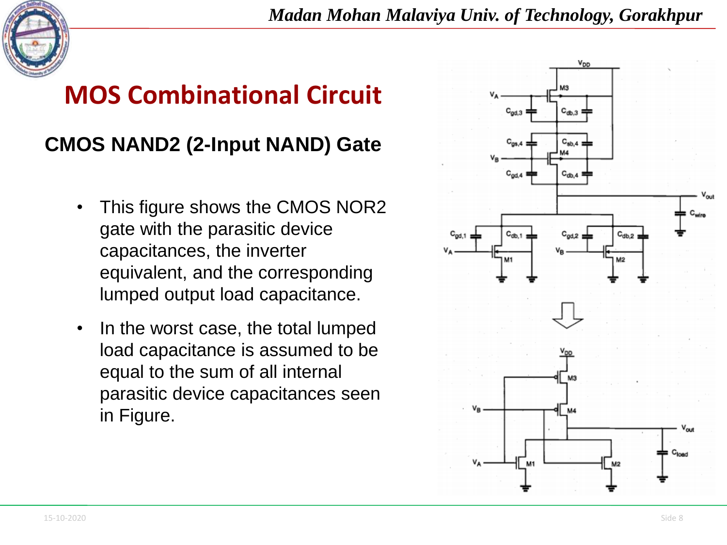# MOS Combinational Circuit

## CMOS NAND2 (2-Input NAND) Gate

- This figure shows the CMOS NOR2 gate with the parasitic device capacitances, the inverter equivalent, and the corresponding lumped output load capacitance.
- In the worst case, the total lumped load capacitance is assumed to be equal to the sum of all internal parasitic device capacitances seen in Figure.

$V_{DD}$
M3
$V_A$
$C_{gd,3}$
$C_{db,3}$
$C_{gs,4}$
$C_{sb,4}$
M4
$V_B$
$C_{gd,4}$
$C_{db,4}$
$V_{out}$
$C_{wire}$
$C_{gd,1}$
$C_{db,1}$
$C_{gd,2}$
$C_{db,2}$
$V_A$
M1
$V_B$
M2

$V_{DD}$
M3
$V_B$
M4
$V_{out}$
$V_A$
M1
M2
$C_{load}$